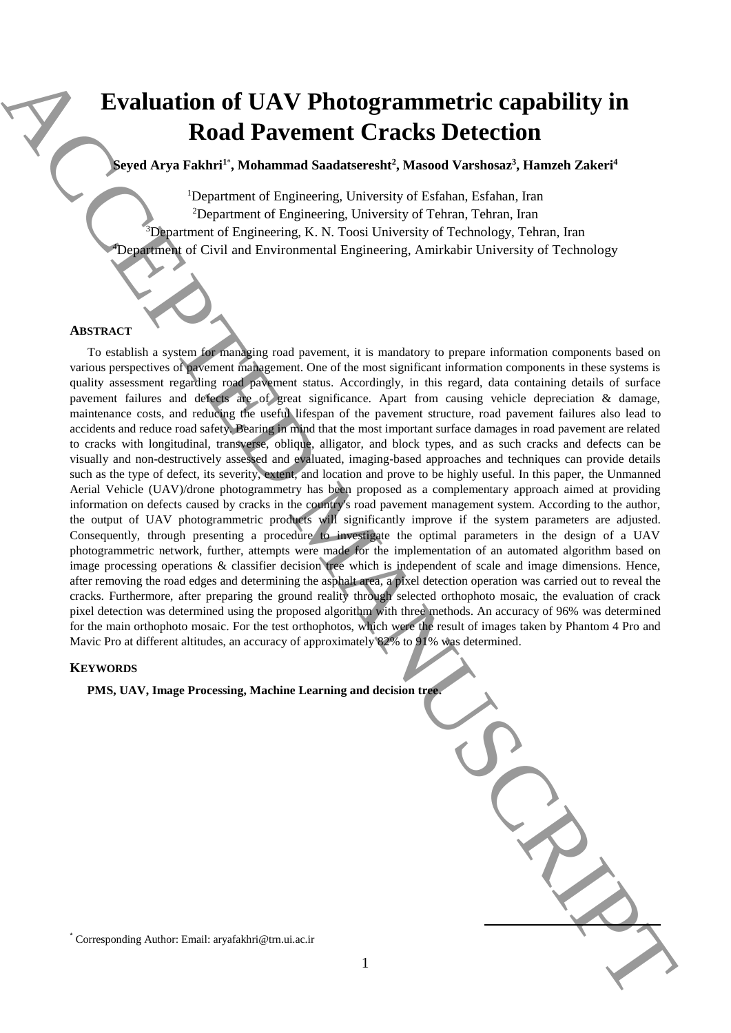# Evaluation of UAV Photogrammetric capability in Road Pavement Cracks Detection

**Seyed Arya Fakhri[1*], Mohammad Saadatseresht[2], Masood Varshosaz[3], Hamzeh Zakeri[4]**

[1]Department of Engineering, University of Esfahan, Esfahan, Iran
[2]Department of Engineering, University of Tehran, Tehran, Iran
[3]Department of Engineering, K. N. Toosi University of Technology, Tehran, Iran
[4]Department of Civil and Environmental Engineering, Amirkabir University of Technology

## Abstract

To establish a system for managing road pavement, it is mandatory to prepare information components based on various perspectives of pavement management. One of the most significant information components in these systems is quality assessment regarding road pavement status. Accordingly, in this regard, data containing details of surface pavement failures and defects are of great significance. Apart from causing vehicle depreciation & damage, maintenance costs, and reducing the useful lifespan of the pavement structure, road pavement failures also lead to accidents and reduce road safety. Bearing in mind that the most important surface damages in road pavement are related to cracks with longitudinal, transverse, oblique, alligator, and block types, and as such cracks and defects can be visually and non-destructively assessed and evaluated, imaging-based approaches and techniques can provide details such as the type of defect, its severity, extent, and location and prove to be highly useful. In this paper, the Unmanned Aerial Vehicle (UAV)/drone photogrammetry has been proposed as a complementary approach aimed at providing information on defects caused by cracks in the country's road pavement management system. According to the author, the output of UAV photogrammetric products will significantly improve if the system parameters are adjusted. Consequently, through presenting a procedure to investigate the optimal parameters in the design of a UAV photogrammetric network, further, attempts were made for the implementation of an automated algorithm based on image processing operations & classifier decision tree which is independent of scale and image dimensions. Hence, after removing the road edges and determining the asphalt area, a pixel detection operation was carried out to reveal the cracks. Furthermore, after preparing the ground reality through selected orthophoto mosaic, the evaluation of crack pixel detection was determined using the proposed algorithm with three methods. An accuracy of 96% was determined for the main orthophoto mosaic. For the test orthophotos, which were the result of images taken by Phantom 4 Pro and Mavic Pro at different altitudes, an accuracy of approximately 82% to 91% was determined.

## Keywords

**PMS, UAV, Image Processing, Machine Learning and decision tree.**

[*] Corresponding Author: Email: aryafakhri@trn.ui.ac.ir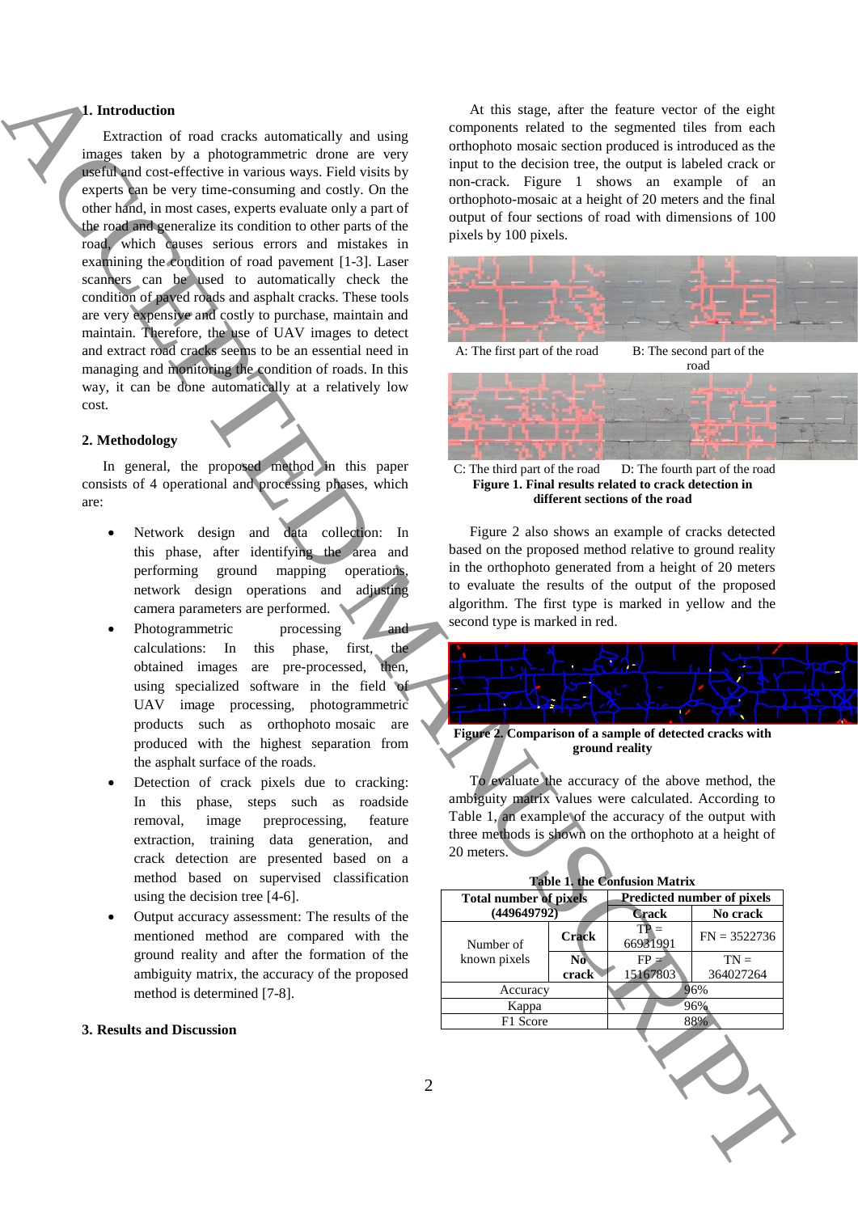## 1. Introduction

Extraction of road cracks automatically and using images taken by a photogrammetric drone are very useful and cost-effective in various ways. Field visits by experts can be very time-consuming and costly. On the other hand, in most cases, experts evaluate only a part of the road and generalize its condition to other parts of the road, which causes serious errors and mistakes in examining the condition of road pavement [1-3]. Laser scanners can be used to automatically check the condition of paved roads and asphalt cracks. These tools are very expensive and costly to purchase, maintain and maintain. Therefore, the use of UAV images to detect and extract road cracks seems to be an essential need in managing and monitoring the condition of roads. In this way, it can be done automatically at a relatively low cost.

## 2. Methodology

In general, the proposed method in this paper consists of 4 operational and processing phases, which are:

- Network design and data collection: In this phase, after identifying the area and performing ground mapping operations, network design operations and adjusting camera parameters are performed.
- Photogrammetric processing and calculations: In this phase, first, the obtained images are pre-processed, then, using specialized software in the field of UAV image processing, photogrammetric products such as orthophoto mosaic are produced with the highest separation from the asphalt surface of the roads.
- Detection of crack pixels due to cracking: In this phase, steps such as roadside removal, image preprocessing, feature extraction, training data generation, and crack detection are presented based on a method based on supervised classification using the decision tree [4-6].
- Output accuracy assessment: The results of the mentioned method are compared with the ground reality and after the formation of the ambiguity matrix, the accuracy of the proposed method is determined [7-8].

## 3. Results and Discussion

At this stage, after the feature vector of the eight components related to the segmented tiles from each orthophoto mosaic section produced is introduced as the input to the decision tree, the output is labeled crack or non-crack. Figure 1 shows an example of an orthophoto-mosaic at a height of 20 meters and the final output of four sections of road with dimensions of 100 pixels by 100 pixels.

A: The first part of the road B: The second part of the road

C: The third part of the road D: The fourth part of the road

**Figure 1. Final results related to crack detection in different sections of the road**

Figure 2 also shows an example of cracks detected based on the proposed method relative to ground reality in the orthophoto generated from a height of 20 meters to evaluate the results of the output of the proposed algorithm. The first type is marked in yellow and the second type is marked in red.

**Figure 2. Comparison of a sample of detected cracks with ground reality**

To evaluate the accuracy of the above method, the ambiguity matrix values were calculated. According to Table 1, an example of the accuracy of the output with three methods is shown on the orthophoto at a height of 20 meters.

**Table 1. the Confusion Matrix**

| Total number of pixels (449649792) | | Predicted number of pixels | |
|---|---|---|---|
| | | Crack | No crack |
| Number of known pixels | Crack | TP = 66931991 | FN = 3522736 |
| | No crack | FP = 15167803 | TN = 364027264 |
| Accuracy | | 96% | |
| Kappa | | 96% | |
| F1 Score | | 88% | |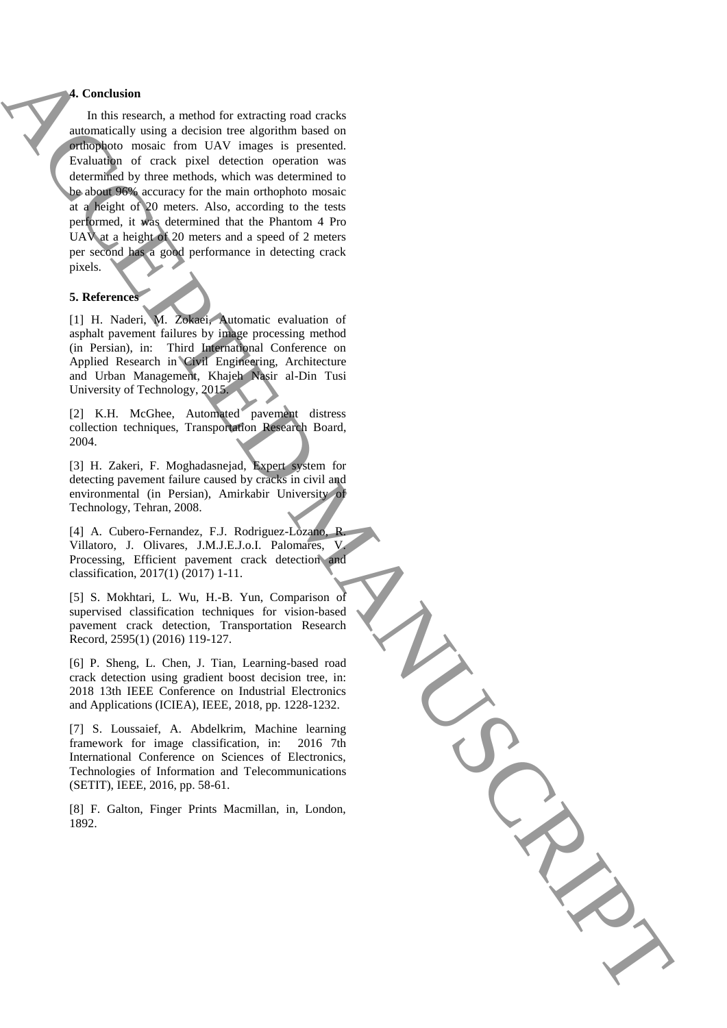## 4. Conclusion

In this research, a method for extracting road cracks automatically using a decision tree algorithm based on orthophoto mosaic from UAV images is presented. Evaluation of crack pixel detection operation was determined by three methods, which was determined to be about 96% accuracy for the main orthophoto mosaic at a height of 20 meters. Also, according to the tests performed, it was determined that the Phantom 4 Pro UAV at a height of 20 meters and a speed of 2 meters per second has a good performance in detecting crack pixels.

## 5. References

[1] H. Naderi, M. Zokaei, Automatic evaluation of asphalt pavement failures by image processing method (in Persian), in: Third International Conference on Applied Research in Civil Engineering, Architecture and Urban Management, Khajeh Nasir al-Din Tusi University of Technology, 2015.

[2] K.H. McGhee, Automated pavement distress collection techniques, Transportation Research Board, 2004.

[3] H. Zakeri, F. Moghadasnejad, Expert system for detecting pavement failure caused by cracks in civil and environmental (in Persian), Amirkabir University of Technology, Tehran, 2008.

[4] A. Cubero-Fernandez, F.J. Rodriguez-Lozano, R. Villatoro, J. Olivares, J.M.J.E.J.o.I. Palomares, V. Processing, Efficient pavement crack detection and classification, 2017(1) (2017) 1-11.

[5] S. Mokhtari, L. Wu, H.-B. Yun, Comparison of supervised classification techniques for vision-based pavement crack detection, Transportation Research Record, 2595(1) (2016) 119-127.

[6] P. Sheng, L. Chen, J. Tian, Learning-based road crack detection using gradient boost decision tree, in: 2018 13th IEEE Conference on Industrial Electronics and Applications (ICIEA), IEEE, 2018, pp. 1228-1232.

[7] S. Loussaief, A. Abdelkrim, Machine learning framework for image classification, in: 2016 7th International Conference on Sciences of Electronics, Technologies of Information and Telecommunications (SETIT), IEEE, 2016, pp. 58-61.

[8] F. Galton, Finger Prints Macmillan, in, London, 1892.